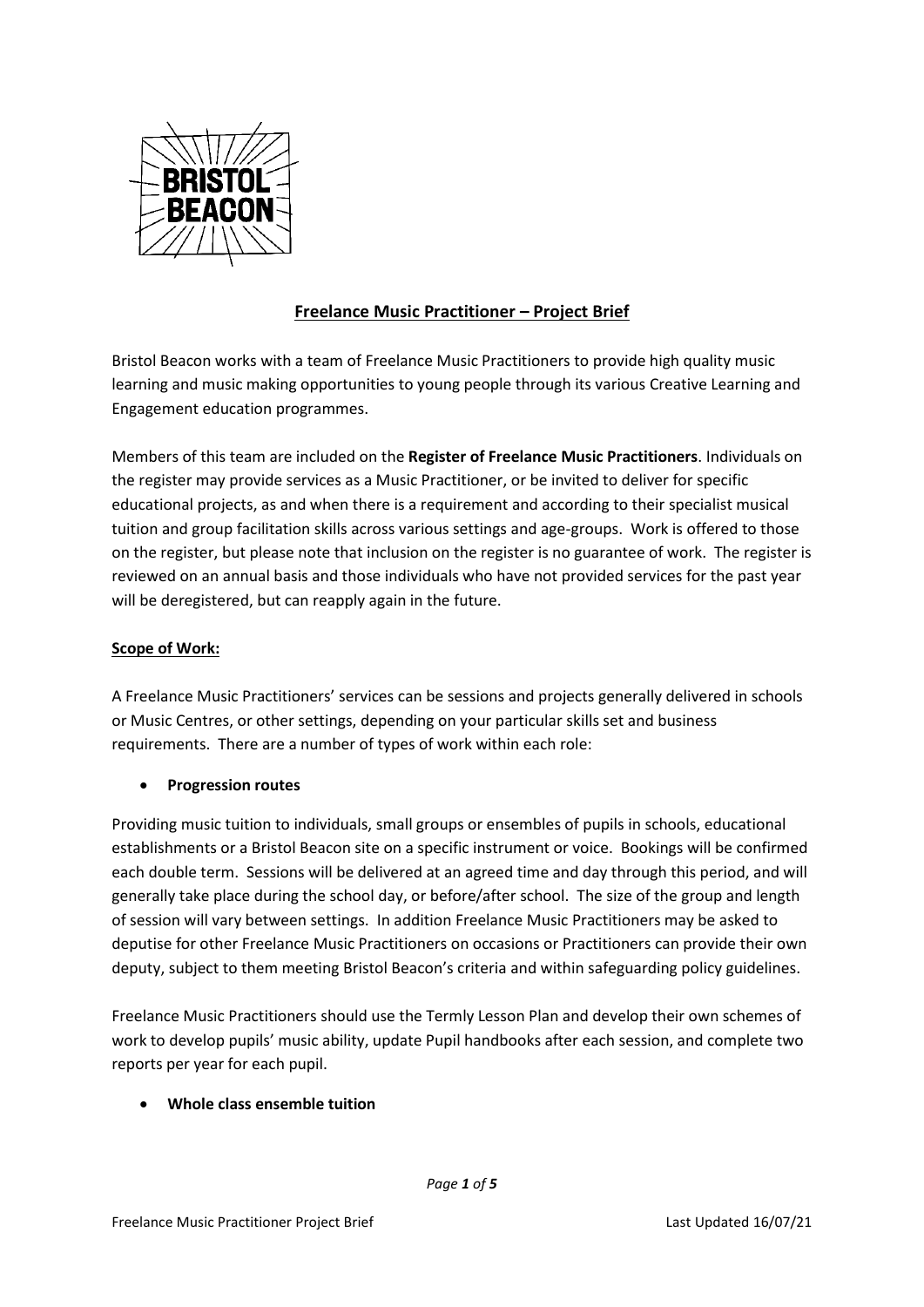## Freelance Music Practitioner – Project Brief

Bristol Beacon works with a team of Freelance Music Practitioners to provide high quality music learning and music making opportunities to young people through its various Creative Learning and Engagement education programmes.

Members of this team are included on the **Register of Freelance Music Practitioners**. Individuals on the register may provide services as a Music Practitioner, or be invited to deliver for specific educational projects, as and when there is a requirement and according to their specialist musical tuition and group facilitation skills across various settings and age-groups. Work is offered to those on the register, but please note that inclusion on the register is no guarantee of work. The register is reviewed on an annual basis and those individuals who have not provided services for the past year will be deregistered, but can reapply again in the future.

### Scope of Work:

A Freelance Music Practitioners' services can be sessions and projects generally delivered in schools or Music Centres, or other settings, depending on your particular skills set and business requirements. There are a number of types of work within each role:

- **Progression routes**

Providing music tuition to individuals, small groups or ensembles of pupils in schools, educational establishments or a Bristol Beacon site on a specific instrument or voice. Bookings will be confirmed each double term. Sessions will be delivered at an agreed time and day through this period, and will generally take place during the school day, or before/after school. The size of the group and length of session will vary between settings. In addition Freelance Music Practitioners may be asked to deputise for other Freelance Music Practitioners on occasions or Practitioners can provide their own deputy, subject to them meeting Bristol Beacon's criteria and within safeguarding policy guidelines.

Freelance Music Practitioners should use the Termly Lesson Plan and develop their own schemes of work to develop pupils' music ability, update Pupil handbooks after each session, and complete two reports per year for each pupil.

- **Whole class ensemble tuition**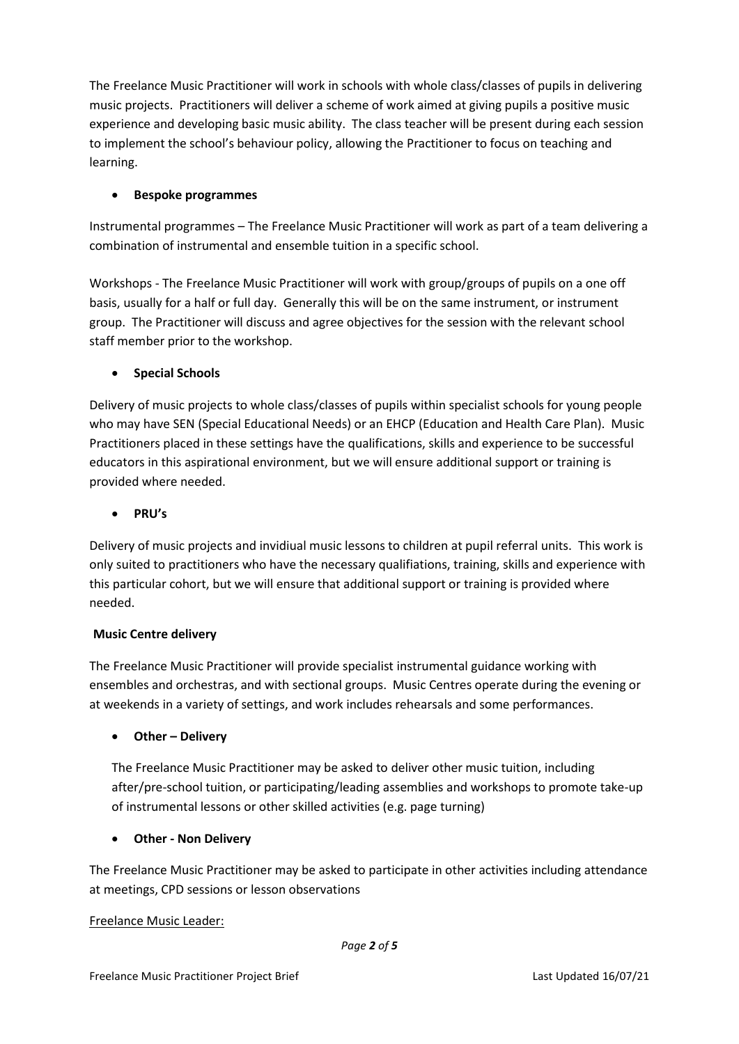The Freelance Music Practitioner will work in schools with whole class/classes of pupils in delivering music projects. Practitioners will deliver a scheme of work aimed at giving pupils a positive music experience and developing basic music ability. The class teacher will be present during each session to implement the school's behaviour policy, allowing the Practitioner to focus on teaching and learning.

- **Bespoke programmes**

Instrumental programmes – The Freelance Music Practitioner will work as part of a team delivering a combination of instrumental and ensemble tuition in a specific school.

Workshops - The Freelance Music Practitioner will work with group/groups of pupils on a one off basis, usually for a half or full day. Generally this will be on the same instrument, or instrument group. The Practitioner will discuss and agree objectives for the session with the relevant school staff member prior to the workshop.

- **Special Schools**

Delivery of music projects to whole class/classes of pupils within specialist schools for young people who may have SEN (Special Educational Needs) or an EHCP (Education and Health Care Plan). Music Practitioners placed in these settings have the qualifications, skills and experience to be successful educators in this aspirational environment, but we will ensure additional support or training is provided where needed.

- **PRU's**

Delivery of music projects and invidiual music lessons to children at pupil referral units. This work is only suited to practitioners who have the necessary qualifiations, training, skills and experience with this particular cohort, but we will ensure that additional support or training is provided where needed.

**Music Centre delivery**

The Freelance Music Practitioner will provide specialist instrumental guidance working with ensembles and orchestras, and with sectional groups. Music Centres operate during the evening or at weekends in a variety of settings, and work includes rehearsals and some performances.

- **Other – Delivery**

  The Freelance Music Practitioner may be asked to deliver other music tuition, including after/pre-school tuition, or participating/leading assemblies and workshops to promote take-up of instrumental lessons or other skilled activities (e.g. page turning)

- **Other - Non Delivery**

The Freelance Music Practitioner may be asked to participate in other activities including attendance at meetings, CPD sessions or lesson observations

Freelance Music Leader: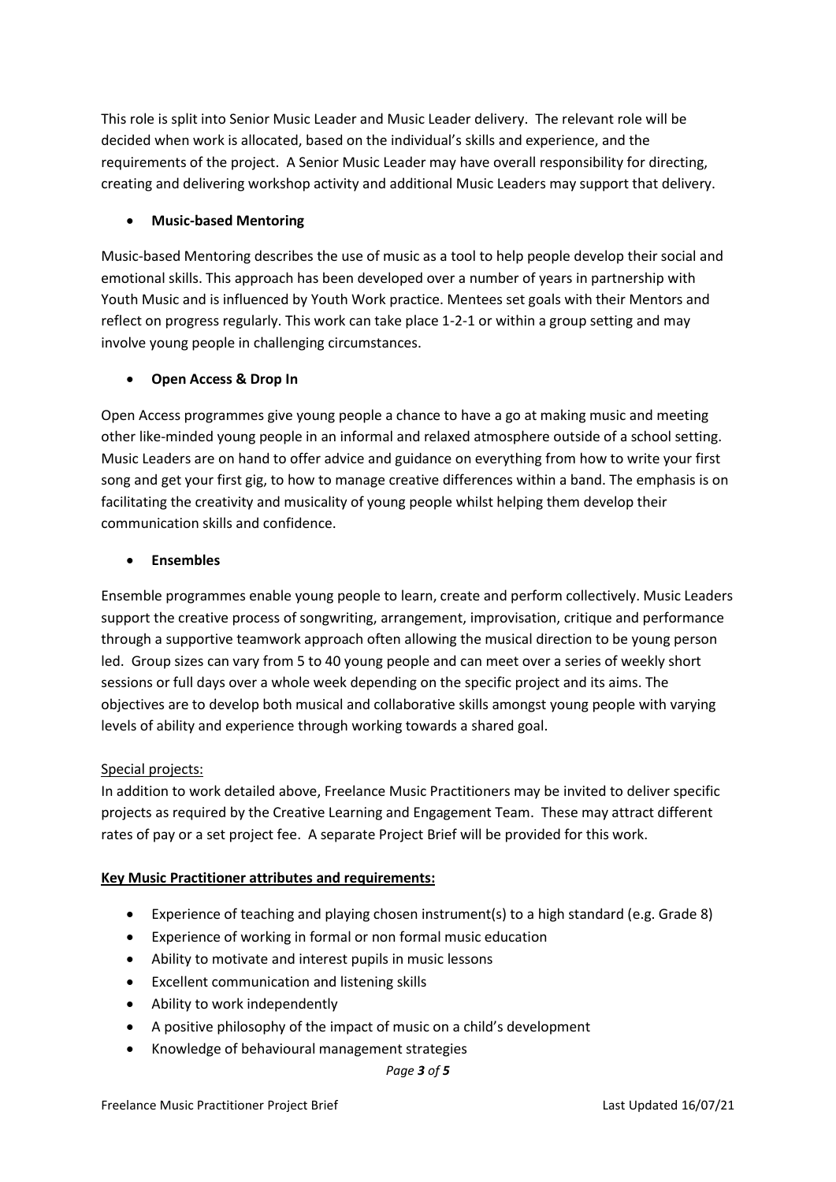This role is split into Senior Music Leader and Music Leader delivery. The relevant role will be decided when work is allocated, based on the individual's skills and experience, and the requirements of the project. A Senior Music Leader may have overall responsibility for directing, creating and delivering workshop activity and additional Music Leaders may support that delivery.

- **Music-based Mentoring**

Music-based Mentoring describes the use of music as a tool to help people develop their social and emotional skills. This approach has been developed over a number of years in partnership with Youth Music and is influenced by Youth Work practice. Mentees set goals with their Mentors and reflect on progress regularly. This work can take place 1-2-1 or within a group setting and may involve young people in challenging circumstances.

- **Open Access & Drop In**

Open Access programmes give young people a chance to have a go at making music and meeting other like-minded young people in an informal and relaxed atmosphere outside of a school setting. Music Leaders are on hand to offer advice and guidance on everything from how to write your first song and get your first gig, to how to manage creative differences within a band. The emphasis is on facilitating the creativity and musicality of young people whilst helping them develop their communication skills and confidence.

- **Ensembles**

Ensemble programmes enable young people to learn, create and perform collectively. Music Leaders support the creative process of songwriting, arrangement, improvisation, critique and performance through a supportive teamwork approach often allowing the musical direction to be young person led. Group sizes can vary from 5 to 40 young people and can meet over a series of weekly short sessions or full days over a whole week depending on the specific project and its aims. The objectives are to develop both musical and collaborative skills amongst young people with varying levels of ability and experience through working towards a shared goal.

Special projects:

In addition to work detailed above, Freelance Music Practitioners may be invited to deliver specific projects as required by the Creative Learning and Engagement Team. These may attract different rates of pay or a set project fee. A separate Project Brief will be provided for this work.

**Key Music Practitioner attributes and requirements:**

- Experience of teaching and playing chosen instrument(s) to a high standard (e.g. Grade 8)
- Experience of working in formal or non formal music education
- Ability to motivate and interest pupils in music lessons
- Excellent communication and listening skills
- Ability to work independently
- A positive philosophy of the impact of music on a child's development
- Knowledge of behavioural management strategies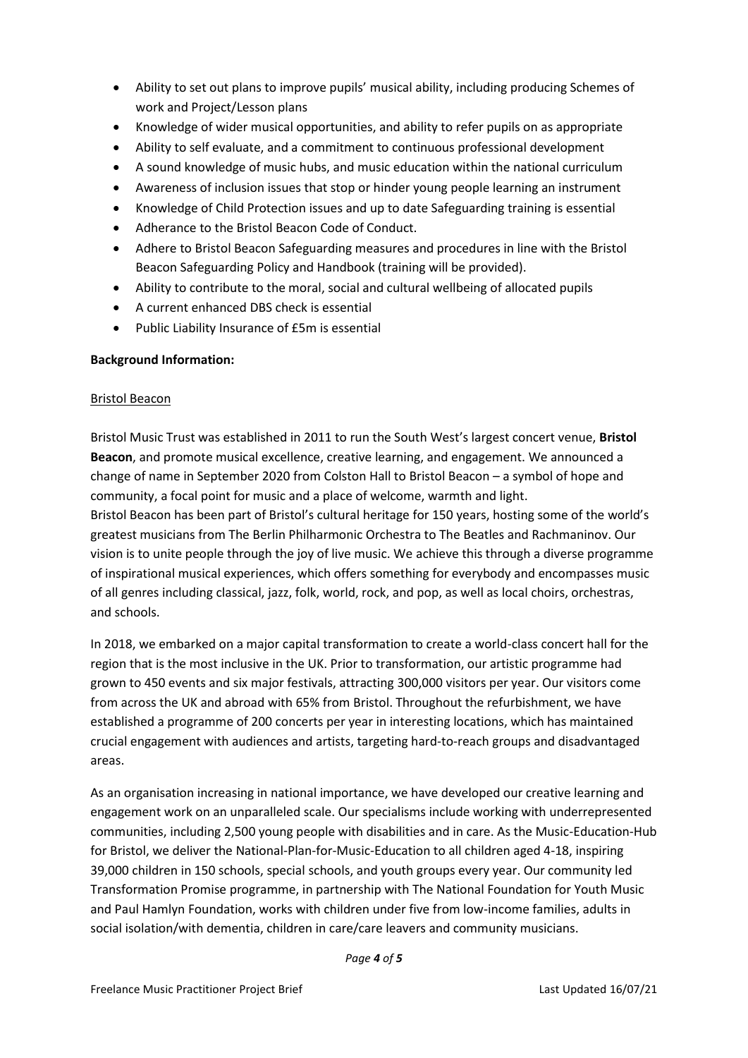- Ability to set out plans to improve pupils' musical ability, including producing Schemes of work and Project/Lesson plans
- Knowledge of wider musical opportunities, and ability to refer pupils on as appropriate
- Ability to self evaluate, and a commitment to continuous professional development
- A sound knowledge of music hubs, and music education within the national curriculum
- Awareness of inclusion issues that stop or hinder young people learning an instrument
- Knowledge of Child Protection issues and up to date Safeguarding training is essential
- Adherance to the Bristol Beacon Code of Conduct.
- Adhere to Bristol Beacon Safeguarding measures and procedures in line with the Bristol Beacon Safeguarding Policy and Handbook (training will be provided).
- Ability to contribute to the moral, social and cultural wellbeing of allocated pupils
- A current enhanced DBS check is essential
- Public Liability Insurance of £5m is essential

**Background Information:**

Bristol Beacon

Bristol Music Trust was established in 2011 to run the South West's largest concert venue, **Bristol Beacon**, and promote musical excellence, creative learning, and engagement. We announced a change of name in September 2020 from Colston Hall to Bristol Beacon – a symbol of hope and community, a focal point for music and a place of welcome, warmth and light.
Bristol Beacon has been part of Bristol's cultural heritage for 150 years, hosting some of the world's greatest musicians from The Berlin Philharmonic Orchestra to The Beatles and Rachmaninov. Our vision is to unite people through the joy of live music. We achieve this through a diverse programme of inspirational musical experiences, which offers something for everybody and encompasses music of all genres including classical, jazz, folk, world, rock, and pop, as well as local choirs, orchestras, and schools.

In 2018, we embarked on a major capital transformation to create a world-class concert hall for the region that is the most inclusive in the UK. Prior to transformation, our artistic programme had grown to 450 events and six major festivals, attracting 300,000 visitors per year. Our visitors come from across the UK and abroad with 65% from Bristol. Throughout the refurbishment, we have established a programme of 200 concerts per year in interesting locations, which has maintained crucial engagement with audiences and artists, targeting hard-to-reach groups and disadvantaged areas.

As an organisation increasing in national importance, we have developed our creative learning and engagement work on an unparalleled scale. Our specialisms include working with underrepresented communities, including 2,500 young people with disabilities and in care. As the Music-Education-Hub for Bristol, we deliver the National-Plan-for-Music-Education to all children aged 4-18, inspiring 39,000 children in 150 schools, special schools, and youth groups every year. Our community led Transformation Promise programme, in partnership with The National Foundation for Youth Music and Paul Hamlyn Foundation, works with children under five from low-income families, adults in social isolation/with dementia, children in care/care leavers and community musicians.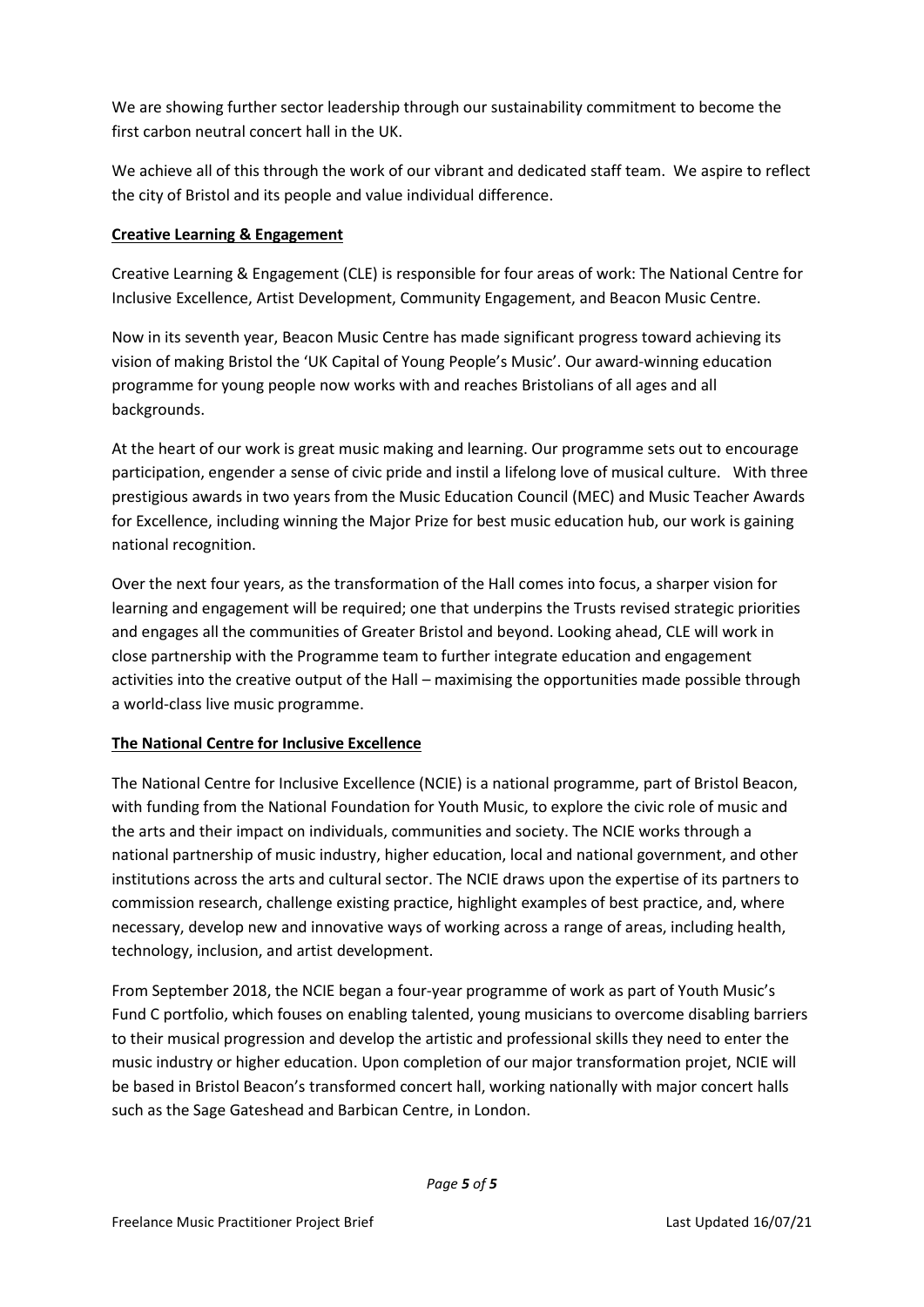We are showing further sector leadership through our sustainability commitment to become the first carbon neutral concert hall in the UK.

We achieve all of this through the work of our vibrant and dedicated staff team. We aspire to reflect the city of Bristol and its people and value individual difference.

**Creative Learning & Engagement**

Creative Learning & Engagement (CLE) is responsible for four areas of work: The National Centre for Inclusive Excellence, Artist Development, Community Engagement, and Beacon Music Centre.

Now in its seventh year, Beacon Music Centre has made significant progress toward achieving its vision of making Bristol the 'UK Capital of Young People's Music'. Our award-winning education programme for young people now works with and reaches Bristolians of all ages and all backgrounds.

At the heart of our work is great music making and learning. Our programme sets out to encourage participation, engender a sense of civic pride and instil a lifelong love of musical culture. With three prestigious awards in two years from the Music Education Council (MEC) and Music Teacher Awards for Excellence, including winning the Major Prize for best music education hub, our work is gaining national recognition.

Over the next four years, as the transformation of the Hall comes into focus, a sharper vision for learning and engagement will be required; one that underpins the Trusts revised strategic priorities and engages all the communities of Greater Bristol and beyond. Looking ahead, CLE will work in close partnership with the Programme team to further integrate education and engagement activities into the creative output of the Hall – maximising the opportunities made possible through a world-class live music programme.

**The National Centre for Inclusive Excellence**

The National Centre for Inclusive Excellence (NCIE) is a national programme, part of Bristol Beacon, with funding from the National Foundation for Youth Music, to explore the civic role of music and the arts and their impact on individuals, communities and society. The NCIE works through a national partnership of music industry, higher education, local and national government, and other institutions across the arts and cultural sector. The NCIE draws upon the expertise of its partners to commission research, challenge existing practice, highlight examples of best practice, and, where necessary, develop new and innovative ways of working across a range of areas, including health, technology, inclusion, and artist development.

From September 2018, the NCIE began a four-year programme of work as part of Youth Music's Fund C portfolio, which fouses on enabling talented, young musicians to overcome disabling barriers to their musical progression and develop the artistic and professional skills they need to enter the music industry or higher education. Upon completion of our major transformation projet, NCIE will be based in Bristol Beacon's transformed concert hall, working nationally with major concert halls such as the Sage Gateshead and Barbican Centre, in London.